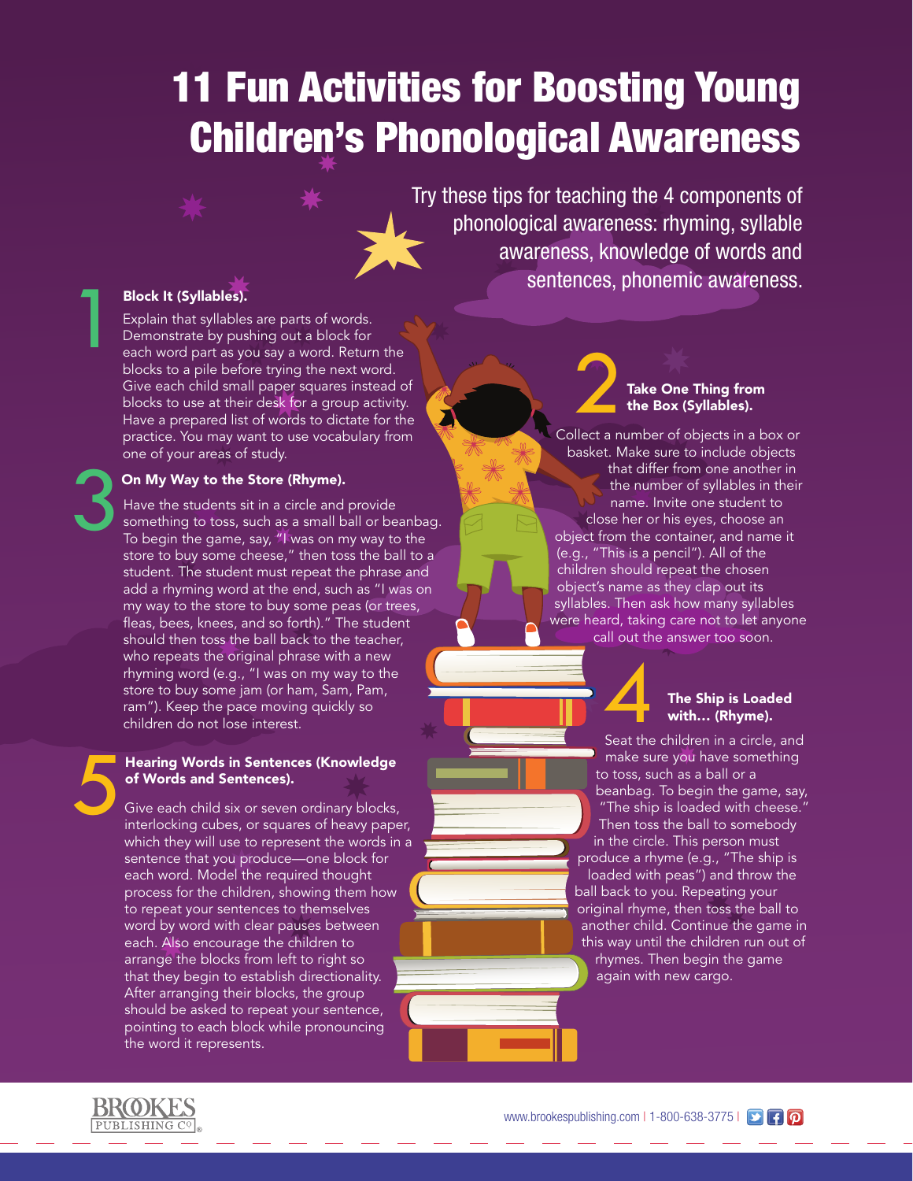# 11 Fun Activities for Boosting Young Children's Phonological Awareness

Try these tips for teaching the 4 components of phonological awareness: rhyming, syllable awareness, knowledge of words and sentences, phonemic awareness.

## 1 Block It (Syllables).

Explain that syllables are parts of words. Demonstrate by pushing out a block for each word part as you say a word. Return the blocks to a pile before trying the next word. Give each child small paper squares instead of blocks to use at their desk for a group activity. Have a prepared list of words to dictate for the practice. You may want to use vocabulary from one of your areas of study.

## 2 Take One Thing from the Box (Syllables).

Collect a number of objects in a box or basket. Make sure to include objects that differ from one another in the number of syllables in their name. Invite one student to close her or his eyes, choose an object from the container, and name it (e.g., "This is a pencil"). All of the children should repeat the chosen object's name as they clap out its syllables. Then ask how many syllables were heard, taking care not to let anyone call out the answer too soon.

## 3 On My Way to the Store (Rhyme).

Have the students sit in a circle and provide something to toss, such as a small ball or beanbag. To begin the game, say, "I was on my way to the store to buy some cheese," then toss the ball to a student. The student must repeat the phrase and add a rhyming word at the end, such as "I was on my way to the store to buy some peas (or trees, fleas, bees, knees, and so forth)." The student should then toss the ball back to the teacher, who repeats the original phrase with a new rhyming word (e.g., "I was on my way to the store to buy some jam (or ham, Sam, Pam, ram"). Keep the pace moving quickly so children do not lose interest.

## 4 The Ship is Loaded with... (Rhyme).

Seat the children in a circle, and make sure you have something to toss, such as a ball or a beanbag. To begin the game, say, "The ship is loaded with cheese." Then toss the ball to somebody in the circle. This person must produce a rhyme (e.g., "The ship is loaded with peas") and throw the ball back to you. Repeating your original rhyme, then toss the ball to another child. Continue the game in this way until the children run out of rhymes. Then begin the game again with new cargo.

## 5 Hearing Words in Sentences (Knowledge of Words and Sentences).

Give each child six or seven ordinary blocks, interlocking cubes, or squares of heavy paper, which they will use to represent the words in a sentence that you produce—one block for each word. Model the required thought process for the children, showing them how to repeat your sentences to themselves word by word with clear pauses between each. Also encourage the children to arrange the blocks from left to right so that they begin to establish directionality. After arranging their blocks, the group should be asked to repeat your sentence, pointing to each block while pronouncing the word it represents.

BROOKES PUBLISHING CO

www.brookespublishing.com | 1-800-638-3775 |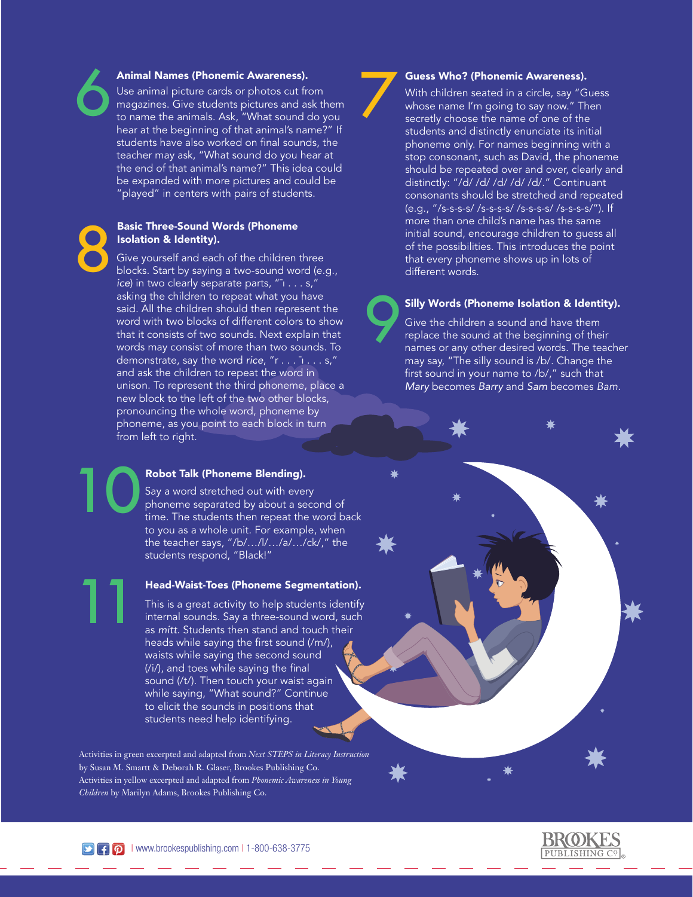## 6 Animal Names (Phonemic Awareness).

Use animal picture cards or photos cut from magazines. Give students pictures and ask them to name the animals. Ask, "What sound do you hear at the beginning of that animal's name?" If students have also worked on final sounds, the teacher may ask, "What sound do you hear at the end of that animal's name?" This idea could be expanded with more pictures and could be "played" in centers with pairs of students.

## 7 Guess Who? (Phonemic Awareness).

With children seated in a circle, say "Guess whose name I'm going to say now." Then secretly choose the name of one of the students and distinctly enunciate its initial phoneme only. For names beginning with a stop consonant, such as David, the phoneme should be repeated over and over, clearly and distinctly: "/d/ /d/ /d/ /d/ /d/." Continuant consonants should be stretched and repeated (e.g., "/s-s-s-s/ /s-s-s-s/ /s-s-s-s/ /s-s-s-s/"). If more than one child's name has the same initial sound, encourage children to guess all of the possibilities. This introduces the point that every phoneme shows up in lots of different words.

## 8 Basic Three-Sound Words (Phoneme Isolation & Identity).

Give yourself and each of the children three blocks. Start by saying a two-sound word (e.g., *ice*) in two clearly separate parts, "ī . . . s," asking the children to repeat what you have said. All the children should then represent the word with two blocks of different colors to show that it consists of two sounds. Next explain that words may consist of more than two sounds. To demonstrate, say the word *rice*, "r . . . ī . . . s," and ask the children to repeat the word in unison. To represent the third phoneme, place a new block to the left of the two other blocks, pronouncing the whole word, phoneme by phoneme, as you point to each block in turn from left to right.

## 9 Silly Words (Phoneme Isolation & Identity).

Give the children a sound and have them replace the sound at the beginning of their names or any other desired words. The teacher may say, "The silly sound is /b/. Change the first sound in your name to /b/," such that *Mary* becomes *Barry* and *Sam* becomes *Bam*.

## 10 Robot Talk (Phoneme Blending).

Say a word stretched out with every phoneme separated by about a second of time. The students then repeat the word back to you as a whole unit. For example, when the teacher says, "/b/…/l/…/a/…/ck/," the students respond, "Black!"

## 11 Head-Waist-Toes (Phoneme Segmentation).

This is a great activity to help students identify internal sounds. Say a three-sound word, such as *mitt*. Students then stand and touch their heads while saying the first sound (/m/), waists while saying the second sound (/i/), and toes while saying the final sound (/t/). Then touch your waist again while saying, "What sound?" Continue to elicit the sounds in positions that students need help identifying.

Activities in green excerpted and adapted from *Next STEPS in Literacy Instruction* by Susan M. Smartt & Deborah R. Glaser, Brookes Publishing Co.
Activities in yellow excerpted and adapted from *Phonemic Awareness in Young Children* by Marilyn Adams, Brookes Publishing Co.

| www.brookespublishing.com | 1-800-638-3775

BROOKES PUBLISHING CO.